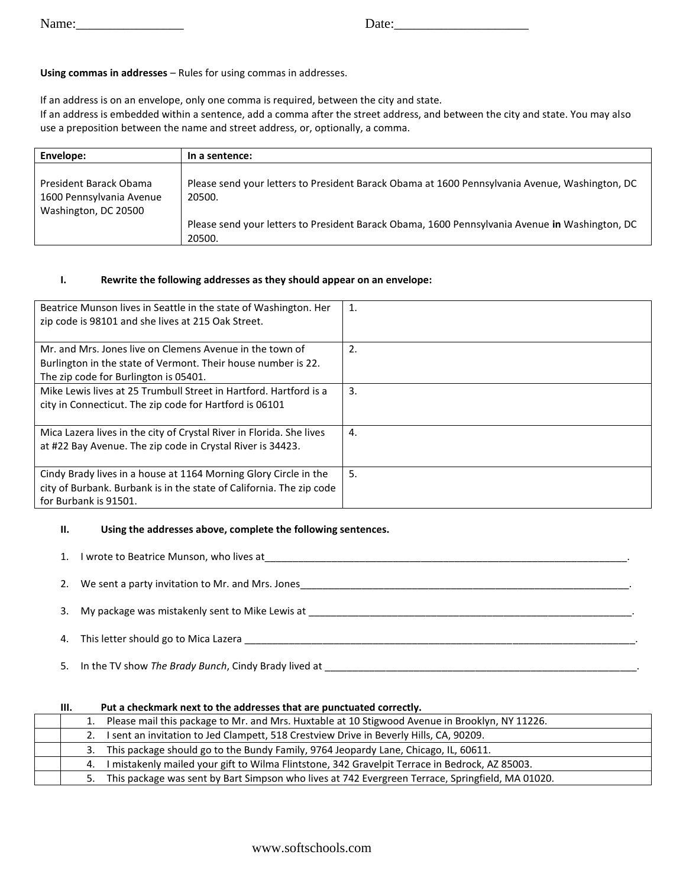Name:________________ Date:____________________

**Using commas in addresses** – Rules for using commas in addresses.

If an address is on an envelope, only one comma is required, between the city and state.
If an address is embedded within a sentence, add a comma after the street address, and between the city and state. You may also use a preposition between the name and street address, or, optionally, a comma.

| Envelope: | In a sentence: |
|---|---|
| President Barack Obama<br>1600 Pennsylvania Avenue<br>Washington, DC 20500 | Please send your letters to President Barack Obama at 1600 Pennsylvania Avenue, Washington, DC 20500.<br><br>Please send your letters to President Barack Obama, 1600 Pennsylvania Avenue **in** Washington, DC 20500. |

**I. Rewrite the following addresses as they should appear on an envelope:**

| | |
|---|---|
| Beatrice Munson lives in Seattle in the state of Washington. Her zip code is 98101 and she lives at 215 Oak Street. | 1. |
| Mr. and Mrs. Jones live on Clemens Avenue in the town of Burlington in the state of Vermont. Their house number is 22. The zip code for Burlington is 05401. | 2. |
| Mike Lewis lives at 25 Trumbull Street in Hartford. Hartford is a city in Connecticut. The zip code for Hartford is 06101 | 3. |
| Mica Lazera lives in the city of Crystal River in Florida. She lives at #22 Bay Avenue. The zip code in Crystal River is 34423. | 4. |
| Cindy Brady lives in a house at 1164 Morning Glory Circle in the city of Burbank. Burbank is in the state of California. The zip code for Burbank is 91501. | 5. |

**II. Using the addresses above, complete the following sentences.**

1. I wrote to Beatrice Munson, who lives at____________________________________________________________________.
2. We sent a party invitation to Mr. and Mrs. Jones_______________________________________________________________.
3. My package was mistakenly sent to Mike Lewis at _______________________________________________________________.
4. This letter should go to Mica Lazera ________________________________________________________________________.
5. In the TV show *The Brady Bunch*, Cindy Brady lived at ___________________________________________________________.

**III. Put a checkmark next to the addresses that are punctuated correctly.**

| | |
|---|---|
| | 1. Please mail this package to Mr. and Mrs. Huxtable at 10 Stigwood Avenue in Brooklyn, NY 11226. |
| | 2. I sent an invitation to Jed Clampett, 518 Crestview Drive in Beverly Hills, CA, 90209. |
| | 3. This package should go to the Bundy Family, 9764 Jeopardy Lane, Chicago, IL, 60611. |
| | 4. I mistakenly mailed your gift to Wilma Flintstone, 342 Gravelpit Terrace in Bedrock, AZ 85003. |
| | 5. This package was sent by Bart Simpson who lives at 742 Evergreen Terrace, Springfield, MA 01020. |

www.softschools.com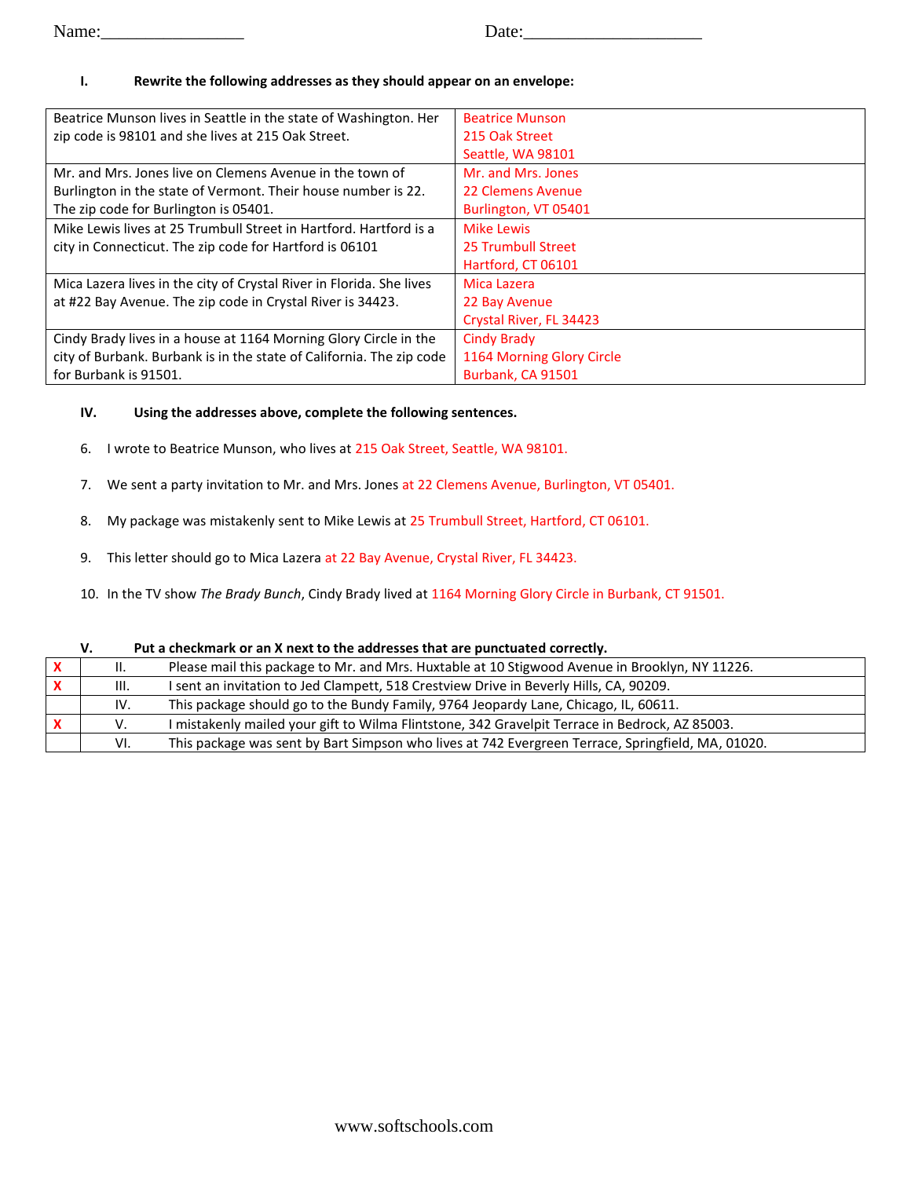Name:________________ Date:____________________

I. **Rewrite the following addresses as they should appear on an envelope:**

| | |
|---|---|
| Beatrice Munson lives in Seattle in the state of Washington. Her zip code is 98101 and she lives at 215 Oak Street. | Beatrice Munson<br>215 Oak Street<br>Seattle, WA 98101 |
| Mr. and Mrs. Jones live on Clemens Avenue in the town of Burlington in the state of Vermont. Their house number is 22. The zip code for Burlington is 05401. | Mr. and Mrs. Jones<br>22 Clemens Avenue<br>Burlington, VT 05401 |
| Mike Lewis lives at 25 Trumbull Street in Hartford. Hartford is a city in Connecticut. The zip code for Hartford is 06101 | Mike Lewis<br>25 Trumbull Street<br>Hartford, CT 06101 |
| Mica Lazera lives in the city of Crystal River in Florida. She lives at #22 Bay Avenue. The zip code in Crystal River is 34423. | Mica Lazera<br>22 Bay Avenue<br>Crystal River, FL 34423 |
| Cindy Brady lives in a house at 1164 Morning Glory Circle in the city of Burbank. Burbank is in the state of California. The zip code for Burbank is 91501. | Cindy Brady<br>1164 Morning Glory Circle<br>Burbank, CA 91501 |

IV. **Using the addresses above, complete the following sentences.**

6. I wrote to Beatrice Munson, who lives at 215 Oak Street, Seattle, WA 98101.

7. We sent a party invitation to Mr. and Mrs. Jones at 22 Clemens Avenue, Burlington, VT 05401.

8. My package was mistakenly sent to Mike Lewis at 25 Trumbull Street, Hartford, CT 06101.

9. This letter should go to Mica Lazera at 22 Bay Avenue, Crystal River, FL 34423.

10. In the TV show *The Brady Bunch*, Cindy Brady lived at 1164 Morning Glory Circle in Burbank, CT 91501.

V. **Put a checkmark or an X next to the addresses that are punctuated correctly.**

| | | |
|---|---|---|
| X | II. | Please mail this package to Mr. and Mrs. Huxtable at 10 Stigwood Avenue in Brooklyn, NY 11226. |
| X | III. | I sent an invitation to Jed Clampett, 518 Crestview Drive in Beverly Hills, CA, 90209. |
| | IV. | This package should go to the Bundy Family, 9764 Jeopardy Lane, Chicago, IL, 60611. |
| X | V. | I mistakenly mailed your gift to Wilma Flintstone, 342 Gravelpit Terrace in Bedrock, AZ 85003. |
| | VI. | This package was sent by Bart Simpson who lives at 742 Evergreen Terrace, Springfield, MA, 01020. |